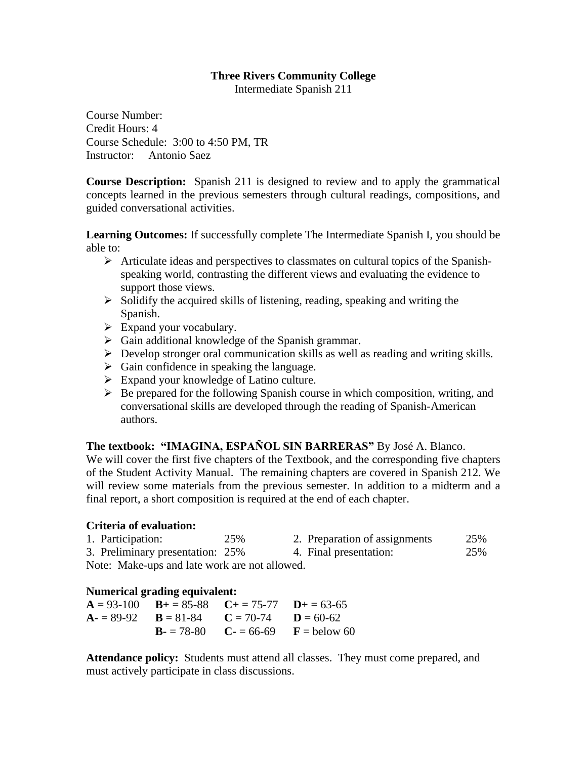**Three Rivers Community College**

Intermediate Spanish 211

Course Number:
Credit Hours: 4
Course Schedule: 3:00 to 4:50 PM, TR
Instructor: Antonio Saez

**Course Description:** Spanish 211 is designed to review and to apply the grammatical concepts learned in the previous semesters through cultural readings, compositions, and guided conversational activities.

**Learning Outcomes:** If successfully complete The Intermediate Spanish I, you should be able to:

- Articulate ideas and perspectives to classmates on cultural topics of the Spanish-speaking world, contrasting the different views and evaluating the evidence to support those views.
- Solidify the acquired skills of listening, reading, speaking and writing the Spanish.
- Expand your vocabulary.
- Gain additional knowledge of the Spanish grammar.
- Develop stronger oral communication skills as well as reading and writing skills.
- Gain confidence in speaking the language.
- Expand your knowledge of Latino culture.
- Be prepared for the following Spanish course in which composition, writing, and conversational skills are developed through the reading of Spanish-American authors.

**The textbook: "IMAGINA, ESPAÑOL SIN BARRERAS"** By José A. Blanco.
We will cover the first five chapters of the Textbook, and the corresponding five chapters of the Student Activity Manual. The remaining chapters are covered in Spanish 212. We will review some materials from the previous semester. In addition to a midterm and a final report, a short composition is required at the end of each chapter.

**Criteria of evaluation:**

| | | | |
|---|---|---|---|
| 1. Participation: | 25% | 2. Preparation of assignments | 25% |
| 3. Preliminary presentation: | 25% | 4. Final presentation: | 25% |

Note: Make-ups and late work are not allowed.

**Numerical grading equivalent:**

| | | | |
|---|---|---|---|
| **A** = 93-100 | **B+** = 85-88 | **C+** = 75-77 | **D+** = 63-65 |
| **A-** = 89-92 | **B** = 81-84 | **C** = 70-74 | **D** = 60-62 |
| | **B-** = 78-80 | **C-** = 66-69 | **F** = below 60 |

**Attendance policy:** Students must attend all classes. They must come prepared, and must actively participate in class discussions.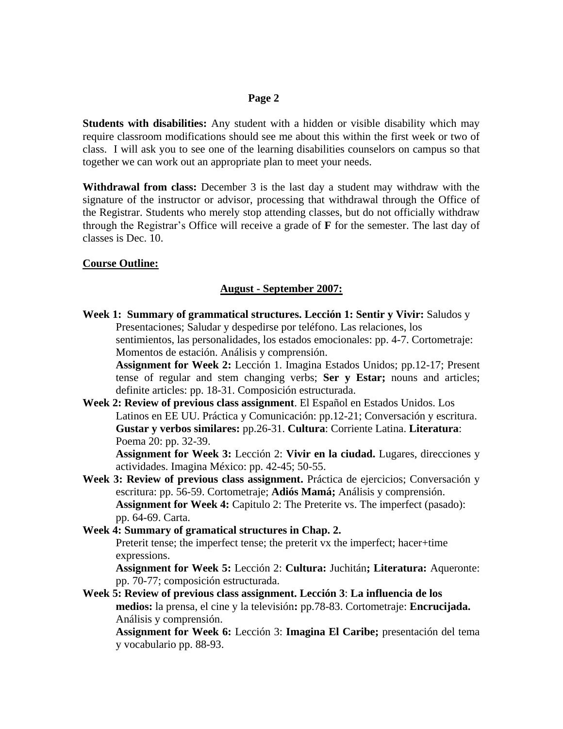**Students with disabilities:** Any student with a hidden or visible disability which may require classroom modifications should see me about this within the first week or two of class. I will ask you to see one of the learning disabilities counselors on campus so that together we can work out an appropriate plan to meet your needs.

**Withdrawal from class:** December 3 is the last day a student may withdraw with the signature of the instructor or advisor, processing that withdrawal through the Office of the Registrar. Students who merely stop attending classes, but do not officially withdraw through the Registrar's Office will receive a grade of **F** for the semester. The last day of classes is Dec. 10.

**Course Outline:**

**August - September 2007:**

**Week 1: Summary of grammatical structures. Lección 1: Sentir y Vivir:** Saludos y Presentaciones; Saludar y despedirse por teléfono. Las relaciones, los sentimientos, las personalidades, los estados emocionales: pp. 4-7. Cortometraje: Momentos de estación. Análisis y comprensión.
**Assignment for Week 2:** Lección 1. Imagina Estados Unidos; pp.12-17; Present tense of regular and stem changing verbs; **Ser y Estar;** nouns and articles; definite articles: pp. 18-31. Composición estructurada.

**Week 2: Review of previous class assignment**. El Español en Estados Unidos. Los Latinos en EE UU. Práctica y Comunicación: pp.12-21; Conversación y escritura. **Gustar y verbos similares:** pp.26-31. **Cultura**: Corriente Latina. **Literatura**: Poema 20: pp. 32-39.
**Assignment for Week 3:** Lección 2: **Vivir en la ciudad.** Lugares, direcciones y actividades. Imagina México: pp. 42-45; 50-55.

**Week 3: Review of previous class assignment.** Práctica de ejercicios; Conversación y escritura: pp. 56-59. Cortometraje; **Adiós Mamá;** Análisis y comprensión.
**Assignment for Week 4:** Capitulo 2: The Preterite vs. The imperfect (pasado): pp. 64-69. Carta.

**Week 4: Summary of gramatical structures in Chap. 2.**
Preterit tense; the imperfect tense; the preterit vx the imperfect; hacer+time expressions.
**Assignment for Week 5:** Lección 2: **Cultura:** Juchitán**; Literatura:** Aqueronte: pp. 70-77; composición estructurada.

**Week 5: Review of previous class assignment. Lección 3**: **La influencia de los medios:** la prensa, el cine y la televisión**:** pp.78-83. Cortometraje: **Encrucijada.** Análisis y comprensión.
**Assignment for Week 6:** Lección 3: **Imagina El Caribe;** presentación del tema y vocabulario pp. 88-93.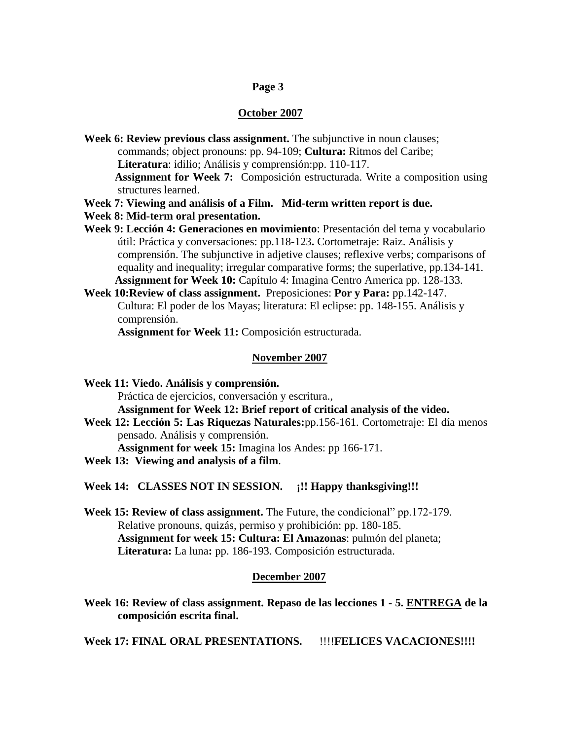## October 2007

**Week 6: Review previous class assignment.** The subjunctive in noun clauses; commands; object pronouns: pp. 94-109; **Cultura:** Ritmos del Caribe; **Literatura**: idilio; Análisis y comprensión:pp. 110-117.
**Assignment for Week 7:** Composición estructurada. Write a composition using structures learned.

**Week 7: Viewing and análisis of a Film. Mid-term written report is due.**

**Week 8: Mid-term oral presentation.**

**Week 9: Lección 4: Generaciones en movimiento**: Presentación del tema y vocabulario útil: Práctica y conversaciones: pp.118-123**.** Cortometraje: Raiz. Análisis y comprensión. The subjunctive in adjetive clauses; reflexive verbs; comparisons of equality and inequality; irregular comparative forms; the superlative, pp.134-141.
**Assignment for Week 10:** Capítulo 4: Imagina Centro America pp. 128-133.

**Week 10:Review of class assignment.** Preposiciones: **Por y Para:** pp.142-147. Cultura: El poder de los Mayas; literatura: El eclipse: pp. 148-155. Análisis y comprensión.
**Assignment for Week 11:** Composición estructurada.

## November 2007

**Week 11: Viedo. Análisis y comprensión.**
Práctica de ejercicios, conversación y escritura.,
**Assignment for Week 12: Brief report of critical analysis of the video.**

**Week 12: Lección 5: Las Riquezas Naturales:**pp.156-161. Cortometraje: El día menos pensado. Análisis y comprensión.
**Assignment for week 15:** Imagina los Andes: pp 166-171.

**Week 13: Viewing and analysis of a film**.

**Week 14: CLASSES NOT IN SESSION. ¡!! Happy thanksgiving!!!**

**Week 15: Review of class assignment.** The Future, the condicional" pp.172-179. Relative pronouns, quizás, permiso y prohibición: pp. 180-185.
**Assignment for week 15: Cultura: El Amazonas**: pulmón del planeta; **Literatura:** La luna**:** pp. 186-193. Composición estructurada.

## December 2007

**Week 16: Review of class assignment. Repaso de las lecciones 1 - 5. <u>ENTREGA</u> de la composición escrita final.**

**Week 17: FINAL ORAL PRESENTATIONS.** !!!!**FELICES VACACIONES!!!!**